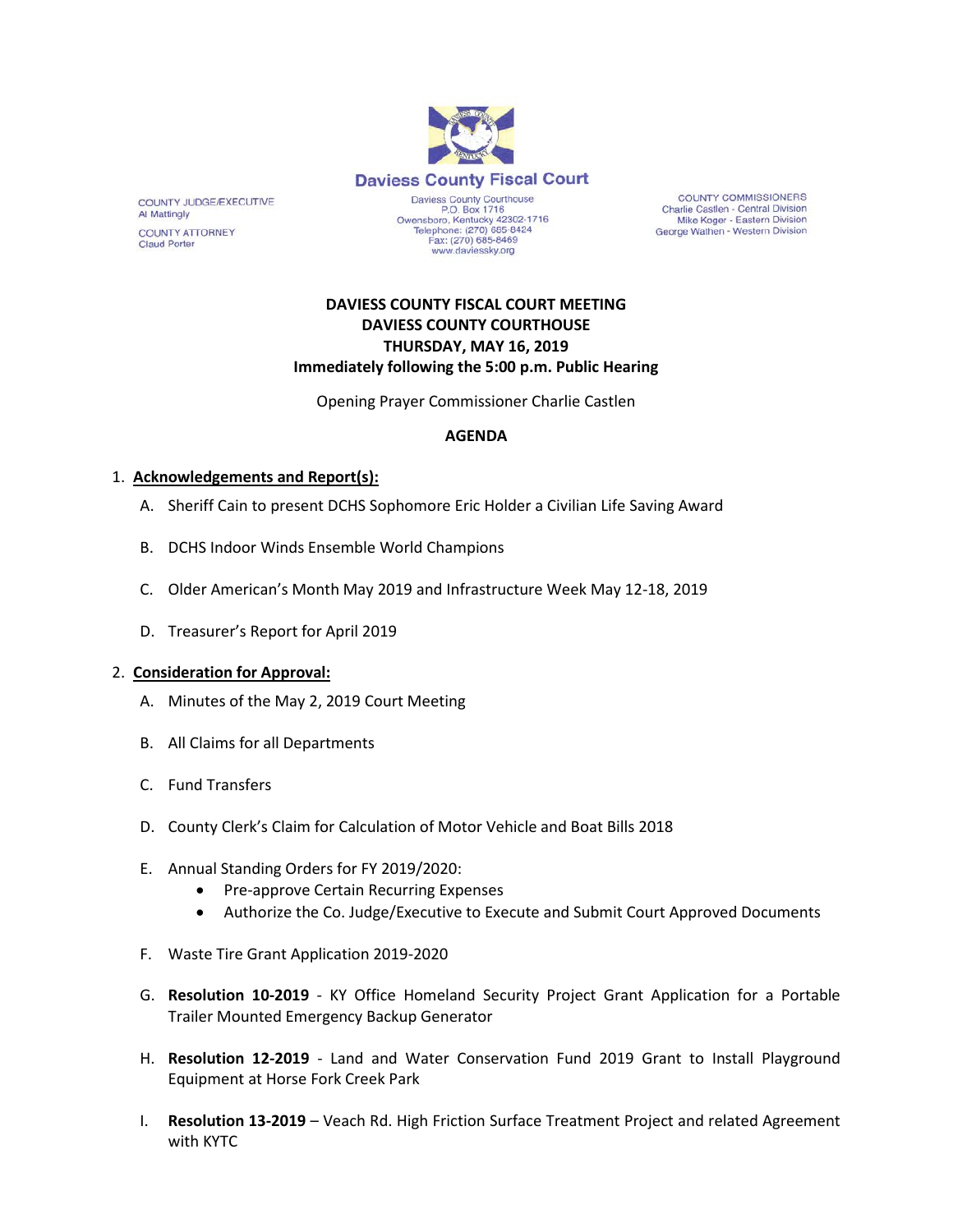**Daviess County Fiscal Court**

COUNTY JUDGE/EXECUTIVE
Al Mattingly

COUNTY ATTORNEY
Claud Porter

Daviess County Courthouse
P.O. Box 1716
Owensboro, Kentucky 42302-1716
Telephone: (270) 685-8424
Fax: (270) 685-8469
www.daviessky.org

COUNTY COMMISSIONERS
Charlie Castlen - Central Division
Mike Koger - Eastern Division
George Wathen - Western Division

**DAVIESS COUNTY FISCAL COURT MEETING**
**DAVIESS COUNTY COURTHOUSE**
**THURSDAY, MAY 16, 2019**
**Immediately following the 5:00 p.m. Public Hearing**

Opening Prayer Commissioner Charlie Castlen

**AGENDA**

1. **Acknowledgements and Report(s):**
   - A. Sheriff Cain to present DCHS Sophomore Eric Holder a Civilian Life Saving Award
   - B. DCHS Indoor Winds Ensemble World Champions
   - C. Older American's Month May 2019 and Infrastructure Week May 12-18, 2019
   - D. Treasurer's Report for April 2019

2. **Consideration for Approval:**
   - A. Minutes of the May 2, 2019 Court Meeting
   - B. All Claims for all Departments
   - C. Fund Transfers
   - D. County Clerk's Claim for Calculation of Motor Vehicle and Boat Bills 2018
   - E. Annual Standing Orders for FY 2019/2020:
     - Pre-approve Certain Recurring Expenses
     - Authorize the Co. Judge/Executive to Execute and Submit Court Approved Documents
   - F. Waste Tire Grant Application 2019-2020
   - G. **Resolution 10-2019** - KY Office Homeland Security Project Grant Application for a Portable Trailer Mounted Emergency Backup Generator
   - H. **Resolution 12-2019** - Land and Water Conservation Fund 2019 Grant to Install Playground Equipment at Horse Fork Creek Park
   - I. **Resolution 13-2019** – Veach Rd. High Friction Surface Treatment Project and related Agreement with KYTC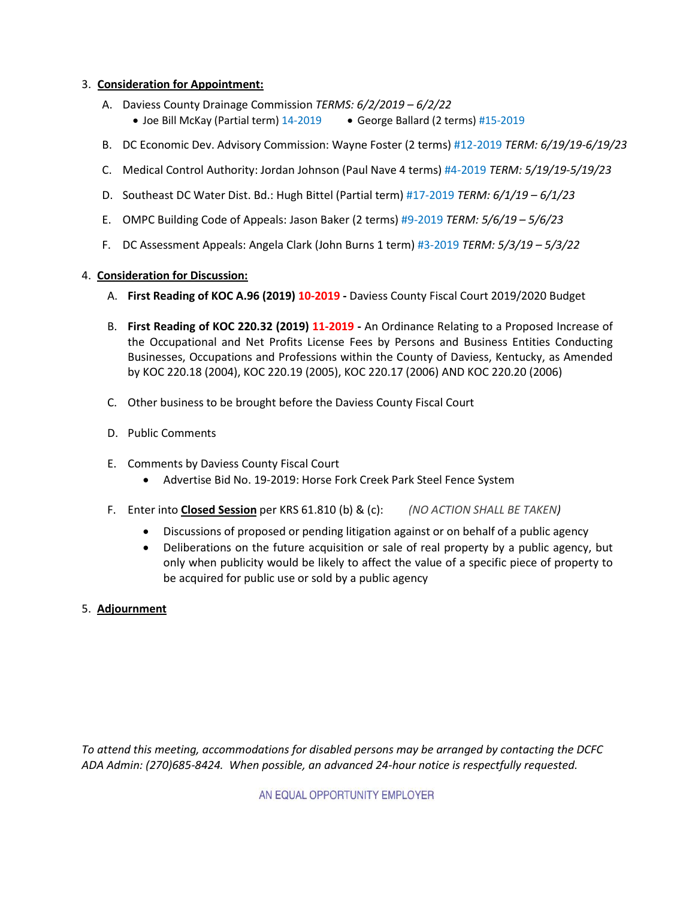3. **Consideration for Appointment:**
   A. Daviess County Drainage Commission *TERMS: 6/2/2019 – 6/2/22*
      - Joe Bill McKay (Partial term) 14-2019
      - George Ballard (2 terms) #15-2019

   B. DC Economic Dev. Advisory Commission: Wayne Foster (2 terms) #12-2019 *TERM: 6/19/19-6/19/23*

   C. Medical Control Authority: Jordan Johnson (Paul Nave 4 terms) #4-2019 *TERM: 5/19/19-5/19/23*

   D. Southeast DC Water Dist. Bd.: Hugh Bittel (Partial term) #17-2019 *TERM: 6/1/19 – 6/1/23*

   E. OMPC Building Code of Appeals: Jason Baker (2 terms) #9-2019 *TERM: 5/6/19 – 5/6/23*

   F. DC Assessment Appeals: Angela Clark (John Burns 1 term) #3-2019 *TERM: 5/3/19 – 5/3/22*

4. **Consideration for Discussion:**
   A. **First Reading of KOC A.96 (2019) 10-2019 -** Daviess County Fiscal Court 2019/2020 Budget

   B. **First Reading of KOC 220.32 (2019) 11-2019 -** An Ordinance Relating to a Proposed Increase of the Occupational and Net Profits License Fees by Persons and Business Entities Conducting Businesses, Occupations and Professions within the County of Daviess, Kentucky, as Amended by KOC 220.18 (2004), KOC 220.19 (2005), KOC 220.17 (2006) AND KOC 220.20 (2006)

   C. Other business to be brought before the Daviess County Fiscal Court

   D. Public Comments

   E. Comments by Daviess County Fiscal Court
      - Advertise Bid No. 19-2019: Horse Fork Creek Park Steel Fence System

   F. Enter into **Closed Session** per KRS 61.810 (b) & (c): *(NO ACTION SHALL BE TAKEN)*
      - Discussions of proposed or pending litigation against or on behalf of a public agency
      - Deliberations on the future acquisition or sale of real property by a public agency, but only when publicity would be likely to affect the value of a specific piece of property to be acquired for public use or sold by a public agency

5. **Adjournment**

*To attend this meeting, accommodations for disabled persons may be arranged by contacting the DCFC ADA Admin: (270)685-8424. When possible, an advanced 24-hour notice is respectfully requested.*

AN EQUAL OPPORTUNITY EMPLOYER